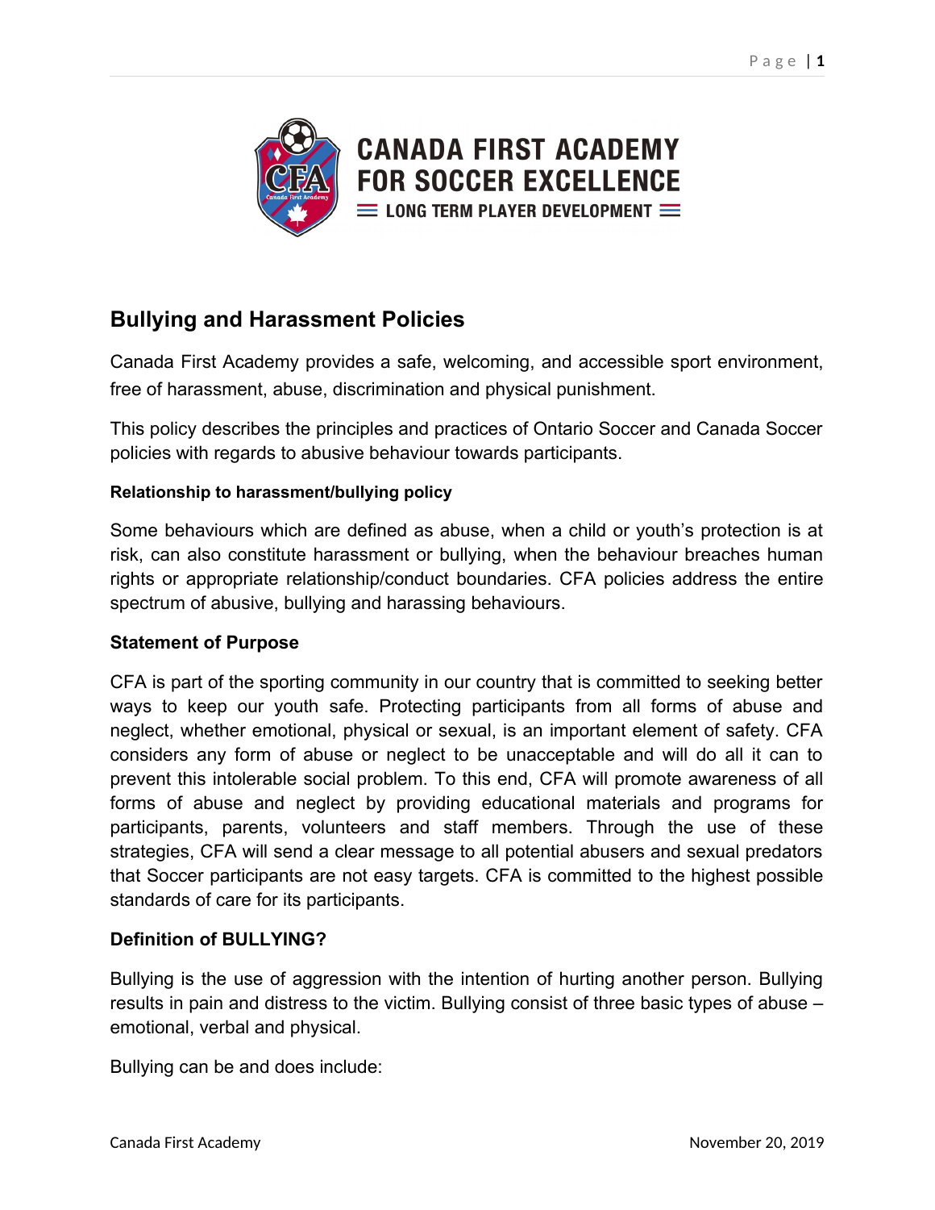CANADA FIRST ACADEMY FOR SOCCER EXCELLENCE

LONG TERM PLAYER DEVELOPMENT

## Bullying and Harassment Policies

Canada First Academy provides a safe, welcoming, and accessible sport environment, free of harassment, abuse, discrimination and physical punishment.

This policy describes the principles and practices of Ontario Soccer and Canada Soccer policies with regards to abusive behaviour towards participants.

#### Relationship to harassment/bullying policy

Some behaviours which are defined as abuse, when a child or youth's protection is at risk, can also constitute harassment or bullying, when the behaviour breaches human rights or appropriate relationship/conduct boundaries. CFA policies address the entire spectrum of abusive, bullying and harassing behaviours.

### Statement of Purpose

CFA is part of the sporting community in our country that is committed to seeking better ways to keep our youth safe. Protecting participants from all forms of abuse and neglect, whether emotional, physical or sexual, is an important element of safety. CFA considers any form of abuse or neglect to be unacceptable and will do all it can to prevent this intolerable social problem. To this end, CFA will promote awareness of all forms of abuse and neglect by providing educational materials and programs for participants, parents, volunteers and staff members. Through the use of these strategies, CFA will send a clear message to all potential abusers and sexual predators that Soccer participants are not easy targets. CFA is committed to the highest possible standards of care for its participants.

### Definition of BULLYING?

Bullying is the use of aggression with the intention of hurting another person. Bullying results in pain and distress to the victim. Bullying consist of three basic types of abuse – emotional, verbal and physical.

Bullying can be and does include: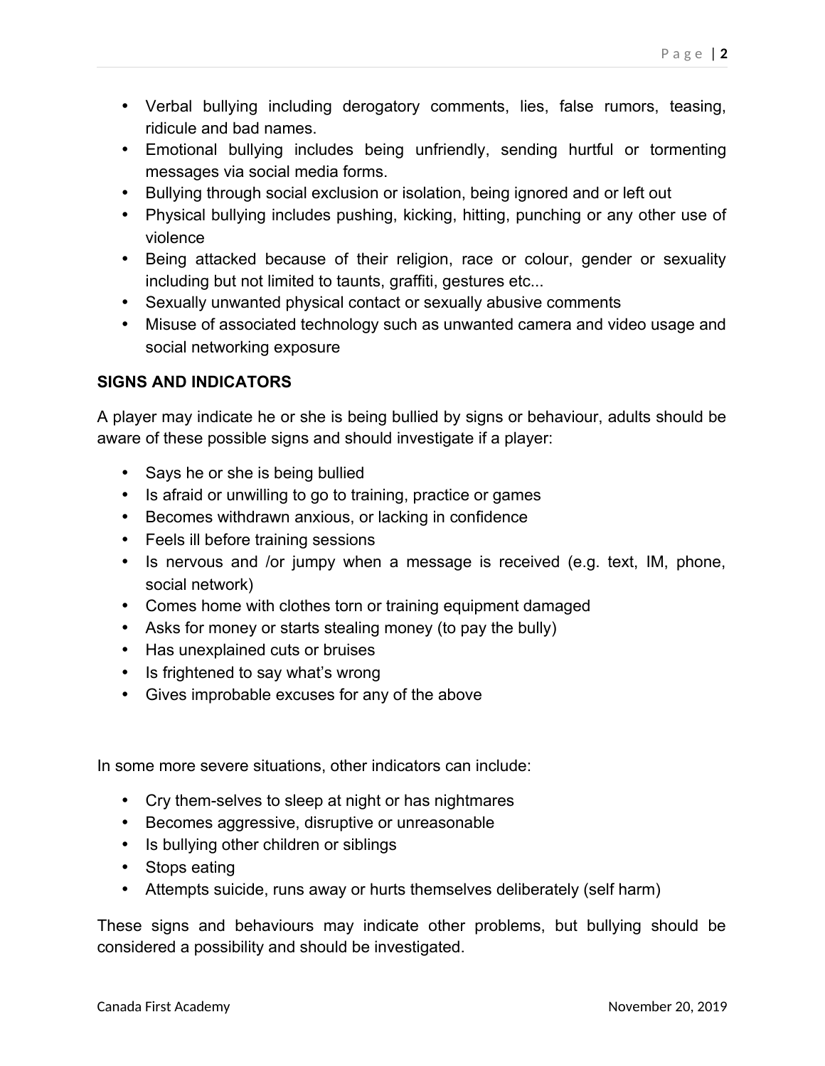- Verbal bullying including derogatory comments, lies, false rumors, teasing, ridicule and bad names.
- Emotional bullying includes being unfriendly, sending hurtful or tormenting messages via social media forms.
- Bullying through social exclusion or isolation, being ignored and or left out
- Physical bullying includes pushing, kicking, hitting, punching or any other use of violence
- Being attacked because of their religion, race or colour, gender or sexuality including but not limited to taunts, graffiti, gestures etc...
- Sexually unwanted physical contact or sexually abusive comments
- Misuse of associated technology such as unwanted camera and video usage and social networking exposure

**SIGNS AND INDICATORS**

A player may indicate he or she is being bullied by signs or behaviour, adults should be aware of these possible signs and should investigate if a player:

- Says he or she is being bullied
- Is afraid or unwilling to go to training, practice or games
- Becomes withdrawn anxious, or lacking in confidence
- Feels ill before training sessions
- Is nervous and /or jumpy when a message is received (e.g. text, IM, phone, social network)
- Comes home with clothes torn or training equipment damaged
- Asks for money or starts stealing money (to pay the bully)
- Has unexplained cuts or bruises
- Is frightened to say what's wrong
- Gives improbable excuses for any of the above

In some more severe situations, other indicators can include:

- Cry them-selves to sleep at night or has nightmares
- Becomes aggressive, disruptive or unreasonable
- Is bullying other children or siblings
- Stops eating
- Attempts suicide, runs away or hurts themselves deliberately (self harm)

These signs and behaviours may indicate other problems, but bullying should be considered a possibility and should be investigated.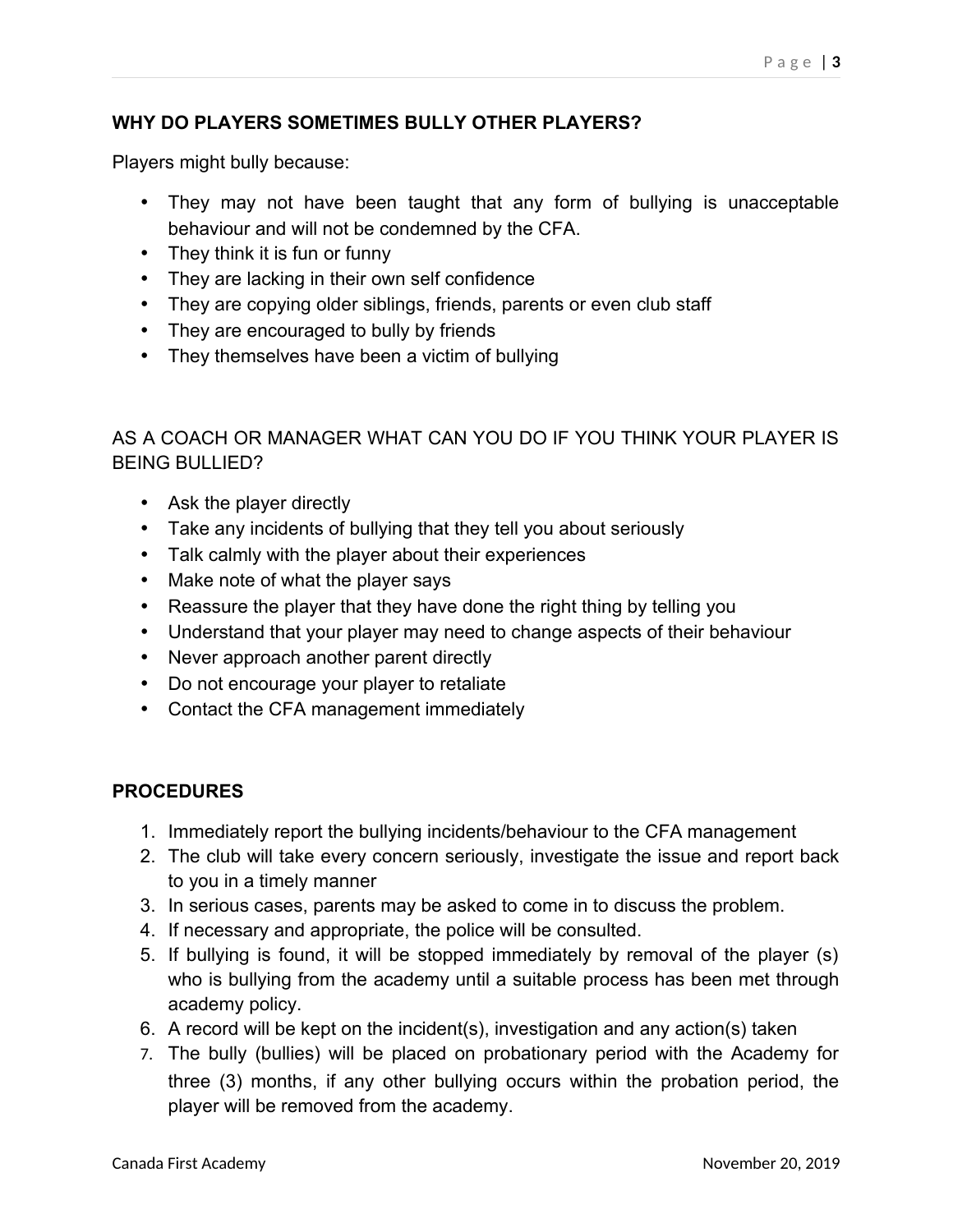## WHY DO PLAYERS SOMETIMES BULLY OTHER PLAYERS?

Players might bully because:

- They may not have been taught that any form of bullying is unacceptable behaviour and will not be condemned by the CFA.
- They think it is fun or funny
- They are lacking in their own self confidence
- They are copying older siblings, friends, parents or even club staff
- They are encouraged to bully by friends
- They themselves have been a victim of bullying

## AS A COACH OR MANAGER WHAT CAN YOU DO IF YOU THINK YOUR PLAYER IS BEING BULLIED?

- Ask the player directly
- Take any incidents of bullying that they tell you about seriously
- Talk calmly with the player about their experiences
- Make note of what the player says
- Reassure the player that they have done the right thing by telling you
- Understand that your player may need to change aspects of their behaviour
- Never approach another parent directly
- Do not encourage your player to retaliate
- Contact the CFA management immediately

## PROCEDURES

1. Immediately report the bullying incidents/behaviour to the CFA management
2. The club will take every concern seriously, investigate the issue and report back to you in a timely manner
3. In serious cases, parents may be asked to come in to discuss the problem.
4. If necessary and appropriate, the police will be consulted.
5. If bullying is found, it will be stopped immediately by removal of the player (s) who is bullying from the academy until a suitable process has been met through academy policy.
6. A record will be kept on the incident(s), investigation and any action(s) taken
7. The bully (bullies) will be placed on probationary period with the Academy for three (3) months, if any other bullying occurs within the probation period, the player will be removed from the academy.